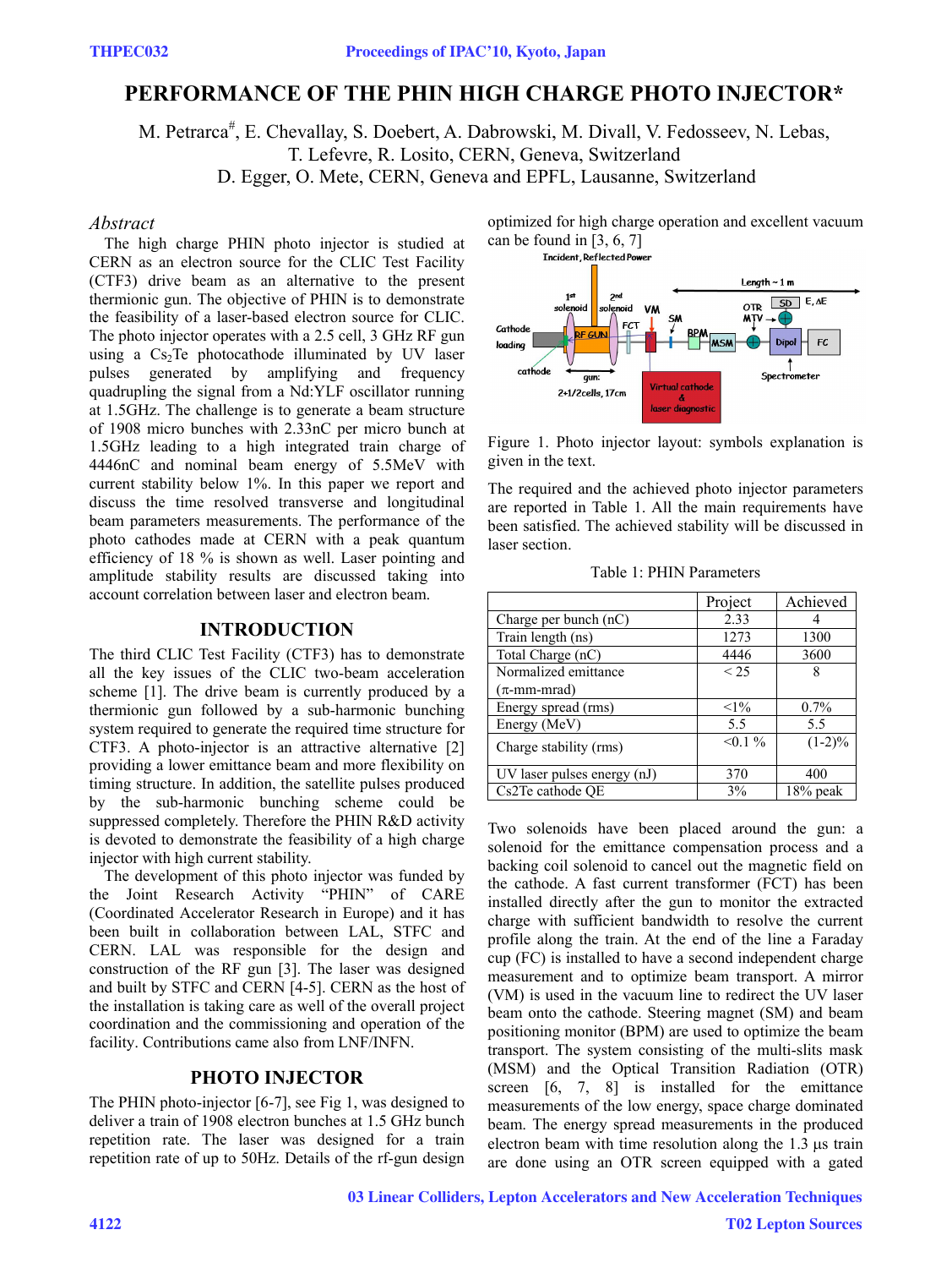# PERFORMANCE OF THE PHIN HIGH CHARGE PHOTO INJECTOR*

M. Petrarca#, E. Chevallay, S. Doebert, A. Dabrowski, M. Divall, V. Fedosseev, N. Lebas, T. Lefevre, R. Losito, CERN, Geneva, Switzerland

D. Egger, O. Mete, CERN, Geneva and EPFL, Lausanne, Switzerland

## *Abstract*

The high charge PHIN photo injector is studied at CERN as an electron source for the CLIC Test Facility (CTF3) drive beam as an alternative to the present thermionic gun. The objective of PHIN is to demonstrate the feasibility of a laser-based electron source for CLIC. The photo injector operates with a 2.5 cell, 3 GHz RF gun using a $Cs_2Te$ photocathode illuminated by UV laser pulses generated by amplifying and frequency quadrupling the signal from a Nd:YLF oscillator running at 1.5GHz. The challenge is to generate a beam structure of 1908 micro bunches with 2.33nC per micro bunch at 1.5GHz leading to a high integrated train charge of 4446nC and nominal beam energy of 5.5MeV with current stability below 1%. In this paper we report and discuss the time resolved transverse and longitudinal beam parameters measurements. The performance of the photo cathodes made at CERN with a peak quantum efficiency of 18 % is shown as well. Laser pointing and amplitude stability results are discussed taking into account correlation between laser and electron beam.

## INTRODUCTION

The third CLIC Test Facility (CTF3) has to demonstrate all the key issues of the CLIC two-beam acceleration scheme [1]. The drive beam is currently produced by a thermionic gun followed by a sub-harmonic bunching system required to generate the required time structure for CTF3. A photo-injector is an attractive alternative [2] providing a lower emittance beam and more flexibility on timing structure. In addition, the satellite pulses produced by the sub-harmonic bunching scheme could be suppressed completely. Therefore the PHIN R&D activity is devoted to demonstrate the feasibility of a high charge injector with high current stability.

The development of this photo injector was funded by the Joint Research Activity "PHIN" of CARE (Coordinated Accelerator Research in Europe) and it has been built in collaboration between LAL, STFC and CERN. LAL was responsible for the design and construction of the RF gun [3]. The laser was designed and built by STFC and CERN [4-5]. CERN as the host of the installation is taking care as well of the overall project coordination and the commissioning and operation of the facility. Contributions came also from LNF/INFN.

## PHOTO INJECTOR

The PHIN photo-injector [6-7], see Fig 1, was designed to deliver a train of 1908 electron bunches at 1.5 GHz bunch repetition rate. The laser was designed for a train repetition rate of up to 50Hz. Details of the rf-gun design optimized for high charge operation and excellent vacuum can be found in [3, 6, 7]

Figure 1. Photo injector layout: symbols explanation is given in the text.

The required and the achieved photo injector parameters are reported in Table 1. All the main requirements have been satisfied. The achieved stability will be discussed in laser section.

Table 1: PHIN Parameters

| | Project | Achieved |
|---|---|---|
| Charge per bunch (nC) | 2.33 | 4 |
| Train length (ns) | 1273 | 1300 |
| Total Charge (nC) | 4446 | 3600 |
| Normalized emittance ($\pi$-mm-mrad) | < 25 | 8 |
| Energy spread (rms) | <1% | 0.7% |
| Energy (MeV) | 5.5 | 5.5 |
| Charge stability (rms) | <0.1 % | (1-2)% |
| UV laser pulses energy (nJ) | 370 | 400 |
| Cs2Te cathode QE | 3% | 18% peak |

Two solenoids have been placed around the gun: a solenoid for the emittance compensation process and a backing coil solenoid to cancel out the magnetic field on the cathode. A fast current transformer (FCT) has been installed directly after the gun to monitor the extracted charge with sufficient bandwidth to resolve the current profile along the train. At the end of the line a Faraday cup (FC) is installed to have a second independent charge measurement and to optimize beam transport. A mirror (VM) is used in the vacuum line to redirect the UV laser beam onto the cathode. Steering magnet (SM) and beam positioning monitor (BPM) are used to optimize the beam transport. The system consisting of the multi-slits mask (MSM) and the Optical Transition Radiation (OTR) screen [6, 7, 8] is installed for the emittance measurements of the low energy, space charge dominated beam. The energy spread measurements in the produced electron beam with time resolution along the 1.3 µs train are done using an OTR screen equipped with a gated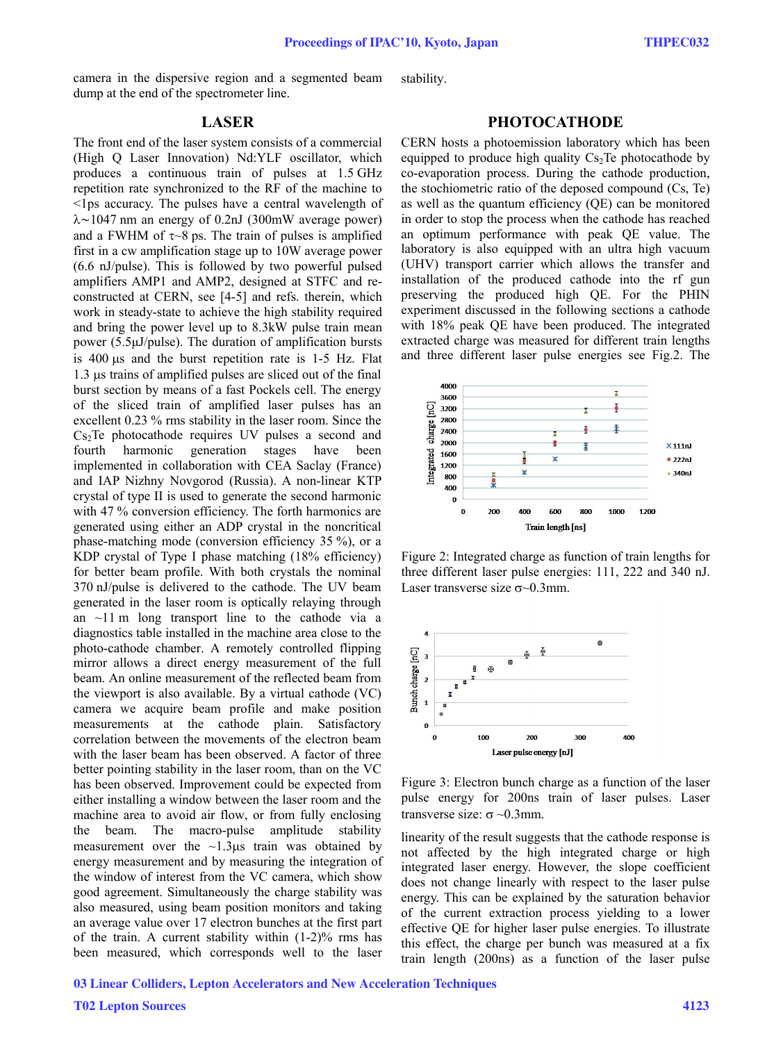camera in the dispersive region and a segmented beam dump at the end of the spectrometer line.

## LASER

The front end of the laser system consists of a commercial (High Q Laser Innovation) Nd:YLF oscillator, which produces a continuous train of pulses at 1.5 GHz repetition rate synchronized to the RF of the machine to <1ps accuracy. The pulses have a central wavelength of $\lambda \sim 1047$ nm an energy of 0.2nJ (300mW average power) and a FWHM of $\tau \sim 8$ ps. The train of pulses is amplified first in a cw amplification stage up to 10W average power (6.6 nJ/pulse). This is followed by two powerful pulsed amplifiers AMP1 and AMP2, designed at STFC and re-constructed at CERN, see [4-5] and refs. therein, which work in steady-state to achieve the high stability required and bring the power level up to 8.3kW pulse train mean power (5.5µJ/pulse). The duration of amplification bursts is 400 µs and the burst repetition rate is 1-5 Hz. Flat 1.3 µs trains of amplified pulses are sliced out of the final burst section by means of a fast Pockels cell. The energy of the sliced train of amplified laser pulses has an excellent 0.23 % rms stability in the laser room. Since the $Cs_2Te$ photocathode requires UV pulses a second and fourth harmonic generation stages have been implemented in collaboration with CEA Saclay (France) and IAP Nizhny Novgorod (Russia). A non-linear KTP crystal of type II is used to generate the second harmonic with 47 % conversion efficiency. The forth harmonics are generated using either an ADP crystal in the noncritical phase-matching mode (conversion efficiency 35 %), or a KDP crystal of Type I phase matching (18% efficiency) for better beam profile. With both crystals the nominal 370 nJ/pulse is delivered to the cathode. The UV beam generated in the laser room is optically relaying through an ~11 m long transport line to the cathode via a diagnostics table installed in the machine area close to the photo-cathode chamber. A remotely controlled flipping mirror allows a direct energy measurement of the full beam. An online measurement of the reflected beam from the viewport is also available. By a virtual cathode (VC) camera we acquire beam profile and make position measurements at the cathode plain. Satisfactory correlation between the movements of the electron beam with the laser beam has been observed. A factor of three better pointing stability in the laser room, than on the VC has been observed. Improvement could be expected from either installing a window between the laser room and the machine area to avoid air flow, or from fully enclosing the beam. The macro-pulse amplitude stability measurement over the ~1.3µs train was obtained by energy measurement and by measuring the integration of the window of interest from the VC camera, which show good agreement. Simultaneously the charge stability was also measured, using beam position monitors and taking an average value over 17 electron bunches at the first part of the train. A current stability within (1-2)% rms has been measured, which corresponds well to the laser stability.

## PHOTOCATHODE

CERN hosts a photoemission laboratory which has been equipped to produce high quality $Cs_2Te$ photocathode by co-evaporation process. During the cathode production, the stochiometric ratio of the deposed compound (Cs, Te) as well as the quantum efficiency (QE) can be monitored in order to stop the process when the cathode has reached an optimum performance with peak QE value. The laboratory is also equipped with an ultra high vacuum (UHV) transport carrier which allows the transfer and installation of the produced cathode into the rf gun preserving the produced high QE. For the PHIN experiment discussed in the following sections a cathode with 18% peak QE have been produced. The integrated extracted charge was measured for different train lengths and three different laser pulse energies see Fig.2. The

Figure 2: Integrated charge as function of train lengths for three different laser pulse energies: 111, 222 and 340 nJ. Laser transverse size σ~0.3mm.

Figure 3: Electron bunch charge as a function of the laser pulse energy for 200ns train of laser pulses. Laser transverse size: σ ~0.3mm.

linearity of the result suggests that the cathode response is not affected by the high integrated charge or high integrated laser energy. However, the slope coefficient does not change linearly with respect to the laser pulse energy. This can be explained by the saturation behavior of the current extraction process yielding to a lower effective QE for higher laser pulse energies. To illustrate this effect, the charge per bunch was measured at a fix train length (200ns) as a function of the laser pulse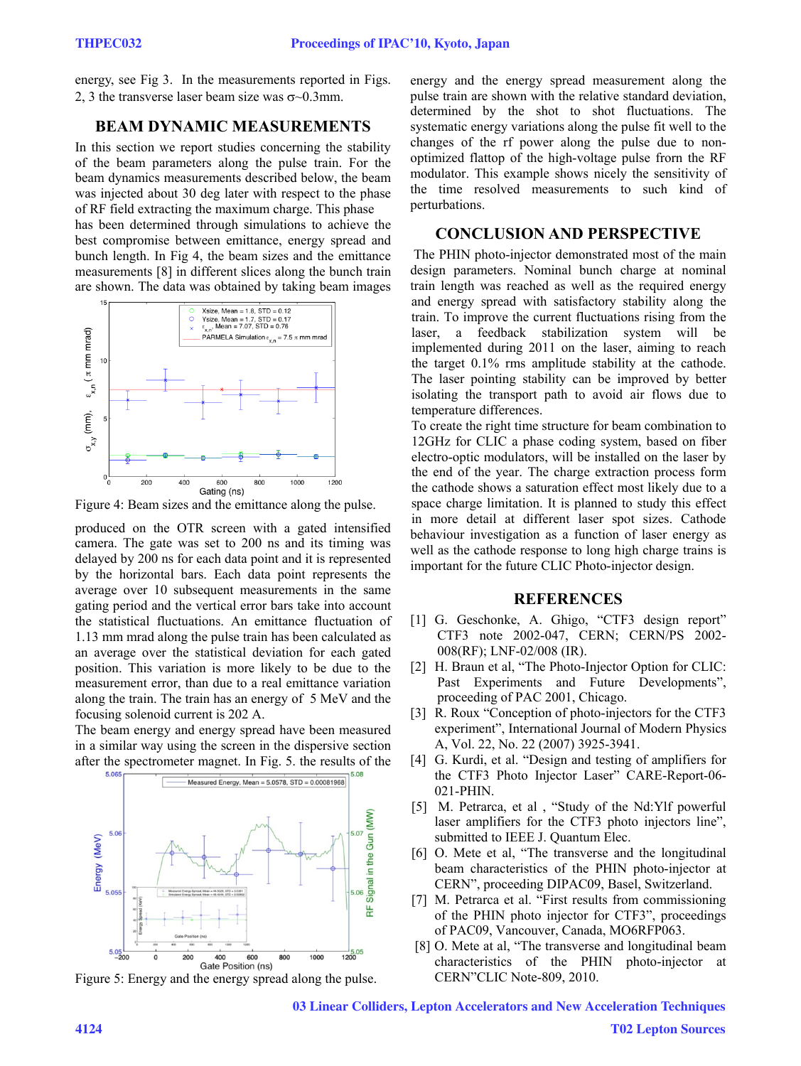energy, see Fig 3. In the measurements reported in Figs. 2, 3 the transverse laser beam size was σ~0.3mm.

## BEAM DYNAMIC MEASUREMENTS

In this section we report studies concerning the stability of the beam parameters along the pulse train. For the beam dynamics measurements described below, the beam was injected about 30 deg later with respect to the phase of RF field extracting the maximum charge. This phase has been determined through simulations to achieve the best compromise between emittance, energy spread and bunch length. In Fig 4, the beam sizes and the emittance measurements [8] in different slices along the bunch train are shown. The data was obtained by taking beam images

Xsize, Mean = 1.8, STD = 0.12
Ysize, Mean = 1.7, STD = 0.17
$\varepsilon_{x,n}$, Mean = 7.07, STD = 0.76
PARMELA Simulation $\varepsilon_{x,n}$ = 7.5 π mm mrad
$\sigma_{x,y}$ (mm), $\varepsilon_{x,n}$ (π mm mrad)
Gating (ns)

Figure 4: Beam sizes and the emittance along the pulse.

produced on the OTR screen with a gated intensified camera. The gate was set to 200 ns and its timing was delayed by 200 ns for each data point and it is represented by the horizontal bars. Each data point represents the average over 10 subsequent measurements in the same gating period and the vertical error bars take into account the statistical fluctuations. An emittance fluctuation of 1.13 mm mrad along the pulse train has been calculated as an average over the statistical deviation for each gated position. This variation is more likely to be due to the measurement error, than due to a real emittance variation along the train. The train has an energy of 5 MeV and the focusing solenoid current is 202 A.

The beam energy and energy spread have been measured in a similar way using the screen in the dispersive section after the spectrometer magnet. In Fig. 5. the results of the

Measured Energy, Mean = 5.0578, STD = 0.00081968
Energy (MeV)
RF Signal in the Gun (MW)
Gate Position (ns)

Figure 5: Energy and the energy spread along the pulse.

energy and the energy spread measurement along the pulse train are shown with the relative standard deviation, determined by the shot to shot fluctuations. The systematic energy variations along the pulse fit well to the changes of the rf power along the pulse due to non-optimized flattop of the high-voltage pulse frorn the RF modulator. This example shows nicely the sensitivity of the time resolved measurements to such kind of perturbations.

## CONCLUSION AND PERSPECTIVE

The PHIN photo-injector demonstrated most of the main design parameters. Nominal bunch charge at nominal train length was reached as well as the required energy and energy spread with satisfactory stability along the train. To improve the current fluctuations rising from the laser, a feedback stabilization system will be implemented during 2011 on the laser, aiming to reach the target 0.1% rms amplitude stability at the cathode. The laser pointing stability can be improved by better isolating the transport path to avoid air flows due to temperature differences.

To create the right time structure for beam combination to 12GHz for CLIC a phase coding system, based on fiber electro-optic modulators, will be installed on the laser by the end of the year. The charge extraction process form the cathode shows a saturation effect most likely due to a space charge limitation. It is planned to study this effect in more detail at different laser spot sizes. Cathode behaviour investigation as a function of laser energy as well as the cathode response to long high charge trains is important for the future CLIC Photo-injector design.

## REFERENCES

[1] G. Geschonke, A. Ghigo, "CTF3 design report" CTF3 note 2002-047, CERN; CERN/PS 2002-008(RF); LNF-02/008 (IR).

[2] H. Braun et al, "The Photo-Injector Option for CLIC: Past Experiments and Future Developments", proceeding of PAC 2001, Chicago.

[3] R. Roux "Conception of photo-injectors for the CTF3 experiment", International Journal of Modern Physics A, Vol. 22, No. 22 (2007) 3925-3941.

[4] G. Kurdi, et al. "Design and testing of amplifiers for the CTF3 Photo Injector Laser" CARE-Report-06-021-PHIN.

[5] M. Petrarca, et al , "Study of the Nd:Ylf powerful laser amplifiers for the CTF3 photo injectors line", submitted to IEEE J. Quantum Elec.

[6] O. Mete et al, "The transverse and the longitudinal beam characteristics of the PHIN photo-injector at CERN", proceeding DIPAC09, Basel, Switzerland.

[7] M. Petrarca et al. "First results from commissioning of the PHIN photo injector for CTF3", proceedings of PAC09, Vancouver, Canada, MO6RFP063.

[8] O. Mete at al, "The transverse and longitudinal beam characteristics of the PHIN photo-injector at CERN"CLIC Note-809, 2010.